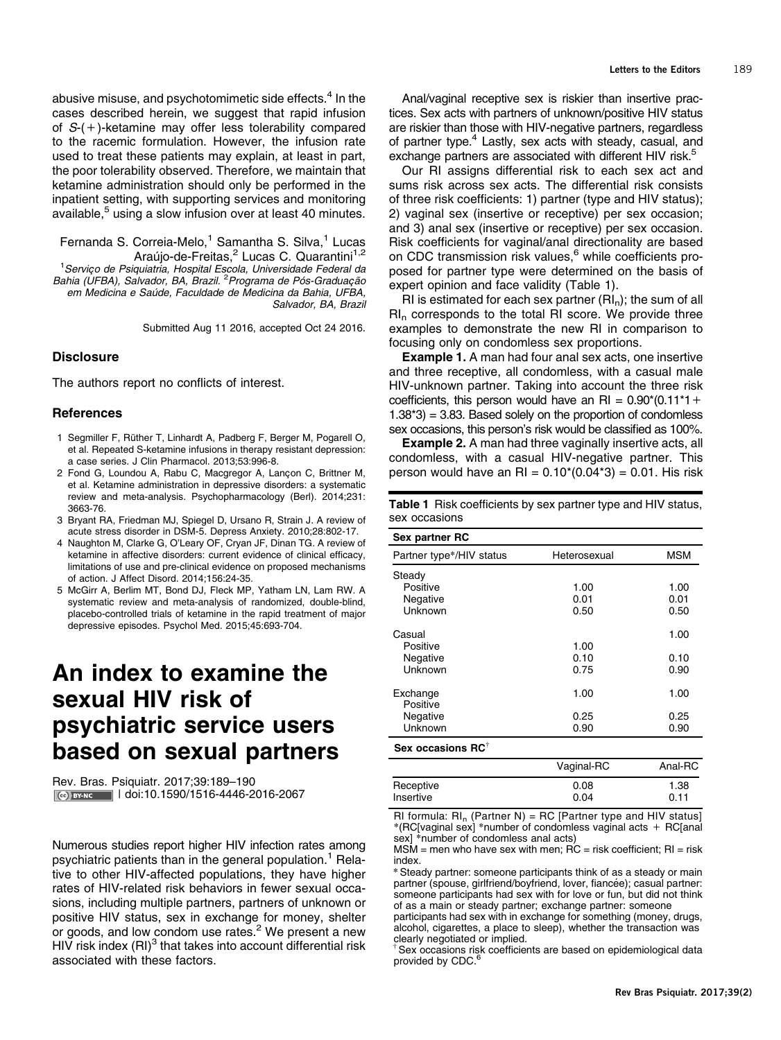abusive misuse, and psychotomimetic side effects.[4] In the cases described herein, we suggest that rapid infusion of S-(+)-ketamine may offer less tolerability compared to the racemic formulation. However, the infusion rate used to treat these patients may explain, at least in part, the poor tolerability observed. Therefore, we maintain that ketamine administration should only be performed in the inpatient setting, with supporting services and monitoring available,[5] using a slow infusion over at least 40 minutes.

Fernanda S. Correia-Melo,[1] Samantha S. Silva,[1] Lucas Araújo-de-Freitas,[2] Lucas C. Quarantini[1,2]

[1]*Serviço de Psiquiatria, Hospital Escola, Universidade Federal da Bahia (UFBA), Salvador, BA, Brazil.* [2]*Programa de Pós-Graduação em Medicina e Saúde, Faculdade de Medicina da Bahia, UFBA, Salvador, BA, Brazil*

Submitted Aug 11 2016, accepted Oct 24 2016.

## Disclosure

The authors report no conflicts of interest.

## References

1. Segmiller F, Rüther T, Linhardt A, Padberg F, Berger M, Pogarell O, et al. Repeated S-ketamine infusions in therapy resistant depression: a case series. J Clin Pharmacol. 2013;53:996-8.
2. Fond G, Loundou A, Rabu C, Macgregor A, Lançon C, Brittner M, et al. Ketamine administration in depressive disorders: a systematic review and meta-analysis. Psychopharmacology (Berl). 2014;231: 3663-76.
3. Bryant RA, Friedman MJ, Spiegel D, Ursano R, Strain J. A review of acute stress disorder in DSM-5. Depress Anxiety. 2010;28:802-17.
4. Naughton M, Clarke G, O'Leary OF, Cryan JF, Dinan TG. A review of ketamine in affective disorders: current evidence of clinical efficacy, limitations of use and pre-clinical evidence on proposed mechanisms of action. J Affect Disord. 2014;156:24-35.
5. McGirr A, Berlim MT, Bond DJ, Fleck MP, Yatham LN, Lam RW. A systematic review and meta-analysis of randomized, double-blind, placebo-controlled trials of ketamine in the rapid treatment of major depressive episodes. Psychol Med. 2015;45:693-704.

# An index to examine the sexual HIV risk of psychiatric service users based on sexual partners

Rev. Bras. Psiquiatr. 2017;39:189–190
| doi:10.1590/1516-4446-2016-2067

Numerous studies report higher HIV infection rates among psychiatric patients than in the general population.[1] Relative to other HIV-affected populations, they have higher rates of HIV-related risk behaviors in fewer sexual occasions, including multiple partners, partners of unknown or positive HIV status, sex in exchange for money, shelter or goods, and low condom use rates.[2] We present a new HIV risk index (RI)[3] that takes into account differential risk associated with these factors.

Anal/vaginal receptive sex is riskier than insertive practices. Sex acts with partners of unknown/positive HIV status are riskier than those with HIV-negative partners, regardless of partner type.[4] Lastly, sex acts with steady, casual, and exchange partners are associated with different HIV risk.[5]

Our RI assigns differential risk to each sex act and sums risk across sex acts. The differential risk consists of three risk coefficients: 1) partner (type and HIV status); 2) vaginal sex (insertive or receptive) per sex occasion; and 3) anal sex (insertive or receptive) per sex occasion. Risk coefficients for vaginal/anal directionality are based on CDC transmission risk values,[6] while coefficients proposed for partner type were determined on the basis of expert opinion and face validity (Table 1).

RI is estimated for each sex partner ($RI_n$); the sum of all $RI_n$ corresponds to the total RI score. We provide three examples to demonstrate the new RI in comparison to focusing only on condomless sex proportions.

**Example 1.** A man had four anal sex acts, one insertive and three receptive, all condomless, with a casual male HIV-unknown partner. Taking into account the three risk coefficients, this person would have an RI = 0.90*(0.11*1 + 1.38*3) = 3.83. Based solely on the proportion of condomless sex occasions, this person's risk would be classified as 100%.

**Example 2.** A man had three vaginally insertive acts, all condomless, with a casual HIV-negative partner. This person would have an RI = 0.10*(0.04*3) = 0.01. His risk

**Table 1** Risk coefficients by sex partner type and HIV status, sex occasions

| **Sex partner RC** | | |
|---|---|---|
| Partner type*/HIV status | Heterosexual | MSM |
| Steady | | |
| Positive | 1.00 | 1.00 |
| Negative | 0.01 | 0.01 |
| Unknown | 0.50 | 0.50 |
| Casual | | 1.00 |
| Positive | 1.00 | |
| Negative | 0.10 | 0.10 |
| Unknown | 0.75 | 0.90 |
| Exchange | 1.00 | 1.00 |
| Positive | | |
| Negative | 0.25 | 0.25 |
| Unknown | 0.90 | 0.90 |
| **Sex occasions RC**† | | |
| | Vaginal-RC | Anal-RC |
| Receptive | 0.08 | 1.38 |
| Insertive | 0.04 | 0.11 |

RI formula: $RI_n$ (Partner N) = RC [Partner type and HIV status] *(RC[vaginal sex] *number of condomless vaginal acts + RC[anal sex] *number of condomless anal acts)

MSM = men who have sex with men; RC = risk coefficient; RI = risk index.

\* Steady partner: someone participants think of as a steady or main partner (spouse, girlfriend/boyfriend, lover, fiancée); casual partner: someone participants had sex with for love or fun, but did not think of as a main or steady partner; exchange partner: someone participants had sex with in exchange for something (money, drugs, alcohol, cigarettes, a place to sleep), whether the transaction was clearly negotiated or implied.

† Sex occasions risk coefficients are based on epidemiological data provided by CDC.[6]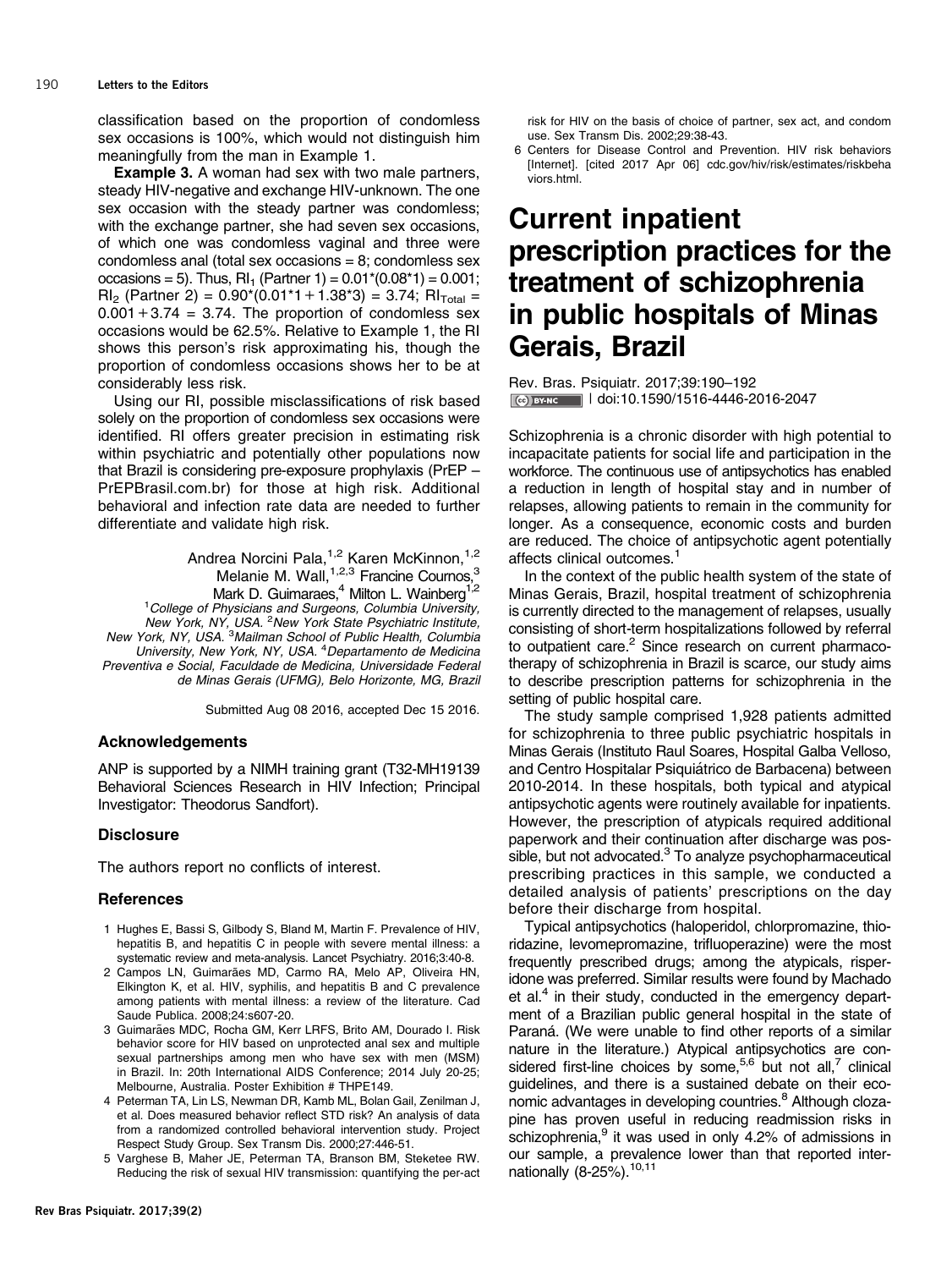classification based on the proportion of condomless sex occasions is 100%, which would not distinguish him meaningfully from the man in Example 1.

**Example 3.** A woman had sex with two male partners, steady HIV-negative and exchange HIV-unknown. The one sex occasion with the steady partner was condomless; with the exchange partner, she had seven sex occasions, of which one was condomless vaginal and three were condomless anal (total sex occasions = 8; condomless sex occasions = 5). Thus, $RI_1$ (Partner 1) = $0.01*(0.08*1) = 0.001$; $RI_2$ (Partner 2) = $0.90*(0.01*1 + 1.38*3) = 3.74$; $RI_{Total} = 0.001 + 3.74 = 3.74$. The proportion of condomless sex occasions would be 62.5%. Relative to Example 1, the RI shows this person's risk approximating his, though the proportion of condomless occasions shows her to be at considerably less risk.

Using our RI, possible misclassifications of risk based solely on the proportion of condomless sex occasions were identified. RI offers greater precision in estimating risk within psychiatric and potentially other populations now that Brazil is considering pre-exposure prophylaxis (PrEP – PrEPBrasil.com.br) for those at high risk. Additional behavioral and infection rate data are needed to further differentiate and validate high risk.

Andrea Norcini Pala,[1,2] Karen McKinnon,[1,2] Melanie M. Wall,[1,2,3] Francine Cournos,[3] Mark D. Guimaraes,[4] Milton L. Wainberg[1,2]

[1]*College of Physicians and Surgeons, Columbia University, New York, NY, USA.* [2]*New York State Psychiatric Institute, New York, NY, USA.* [3]*Mailman School of Public Health, Columbia University, New York, NY, USA.* [4]*Departamento de Medicina Preventiva e Social, Faculdade de Medicina, Universidade Federal de Minas Gerais (UFMG), Belo Horizonte, MG, Brazil*

Submitted Aug 08 2016, accepted Dec 15 2016.

### Acknowledgements

ANP is supported by a NIMH training grant (T32-MH19139 Behavioral Sciences Research in HIV Infection; Principal Investigator: Theodorus Sandfort).

### Disclosure

The authors report no conflicts of interest.

### References

1 Hughes E, Bassi S, Gilbody S, Bland M, Martin F. Prevalence of HIV, hepatitis B, and hepatitis C in people with severe mental illness: a systematic review and meta-analysis. Lancet Psychiatry. 2016;3:40-8.

2 Campos LN, Guimarães MD, Carmo RA, Melo AP, Oliveira HN, Elkington K, et al. HIV, syphilis, and hepatitis B and C prevalence among patients with mental illness: a review of the literature. Cad Saude Publica. 2008;24:s607-20.

3 Guimarães MDC, Rocha GM, Kerr LRFS, Brito AM, Dourado I. Risk behavior score for HIV based on unprotected anal sex and multiple sexual partnerships among men who have sex with men (MSM) in Brazil. In: 20th International AIDS Conference; 2014 July 20-25; Melbourne, Australia. Poster Exhibition # THPE149.

4 Peterman TA, Lin LS, Newman DR, Kamb ML, Bolan Gail, Zenilman J, et al. Does measured behavior reflect STD risk? An analysis of data from a randomized controlled behavioral intervention study. Project Respect Study Group. Sex Transm Dis. 2000;27:446-51.

5 Varghese B, Maher JE, Peterman TA, Branson BM, Steketee RW. Reducing the risk of sexual HIV transmission: quantifying the per-act risk for HIV on the basis of choice of partner, sex act, and condom use. Sex Transm Dis. 2002;29:38-43.

6 Centers for Disease Control and Prevention. HIV risk behaviors [Internet]. [cited 2017 Apr 06] cdc.gov/hiv/risk/estimates/riskbehaviors.html.

# Current inpatient prescription practices for the treatment of schizophrenia in public hospitals of Minas Gerais, Brazil

Rev. Bras. Psiquiatr. 2017;39:190–192
| doi:10.1590/1516-4446-2016-2047

Schizophrenia is a chronic disorder with high potential to incapacitate patients for social life and participation in the workforce. The continuous use of antipsychotics has enabled a reduction in length of hospital stay and in number of relapses, allowing patients to remain in the community for longer. As a consequence, economic costs and burden are reduced. The choice of antipsychotic agent potentially affects clinical outcomes.[1]

In the context of the public health system of the state of Minas Gerais, Brazil, hospital treatment of schizophrenia is currently directed to the management of relapses, usually consisting of short-term hospitalizations followed by referral to outpatient care.[2] Since research on current pharmacotherapy of schizophrenia in Brazil is scarce, our study aims to describe prescription patterns for schizophrenia in the setting of public hospital care.

The study sample comprised 1,928 patients admitted for schizophrenia to three public psychiatric hospitals in Minas Gerais (Instituto Raul Soares, Hospital Galba Velloso, and Centro Hospitalar Psiquiátrico de Barbacena) between 2010-2014. In these hospitals, both typical and atypical antipsychotic agents were routinely available for inpatients. However, the prescription of atypicals required additional paperwork and their continuation after discharge was possible, but not advocated.[3] To analyze psychopharmaceutical prescribing practices in this sample, we conducted a detailed analysis of patients' prescriptions on the day before their discharge from hospital.

Typical antipsychotics (haloperidol, chlorpromazine, thioridazine, levomepromazine, trifluoperazine) were the most frequently prescribed drugs; among the atypicals, risperidone was preferred. Similar results were found by Machado et al.[4] in their study, conducted in the emergency department of a Brazilian public general hospital in the state of Paraná. (We were unable to find other reports of a similar nature in the literature.) Atypical antipsychotics are considered first-line choices by some,[5,6] but not all,[7] clinical guidelines, and there is a sustained debate on their economic advantages in developing countries.[8] Although clozapine has proven useful in reducing readmission risks in schizophrenia,[9] it was used in only 4.2% of admissions in our sample, a prevalence lower than that reported internationally (8-25%).[10,11]